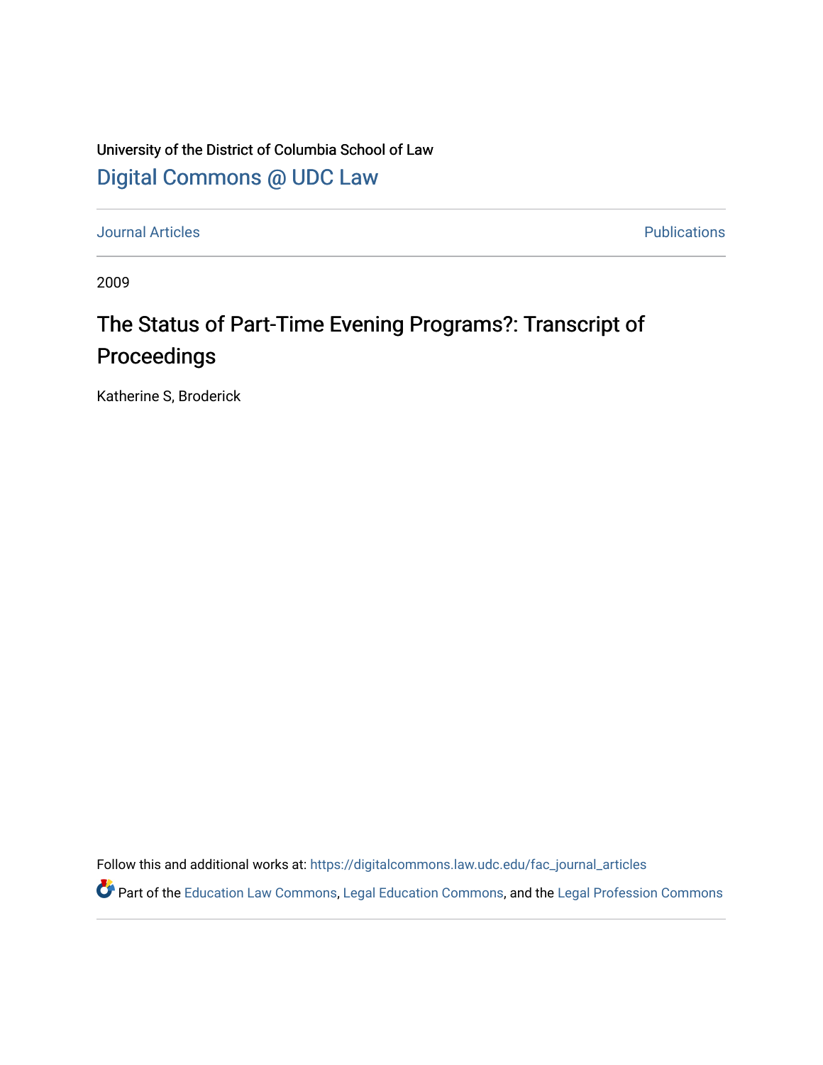University of the District of Columbia School of Law

# Digital Commons @ UDC Law

Journal Articles

Publications

2009

# The Status of Part-Time Evening Programs?: Transcript of Proceedings

Katherine S, Broderick

Follow this and additional works at: https://digitalcommons.law.udc.edu/fac_journal_articles

Part of the Education Law Commons, Legal Education Commons, and the Legal Profession Commons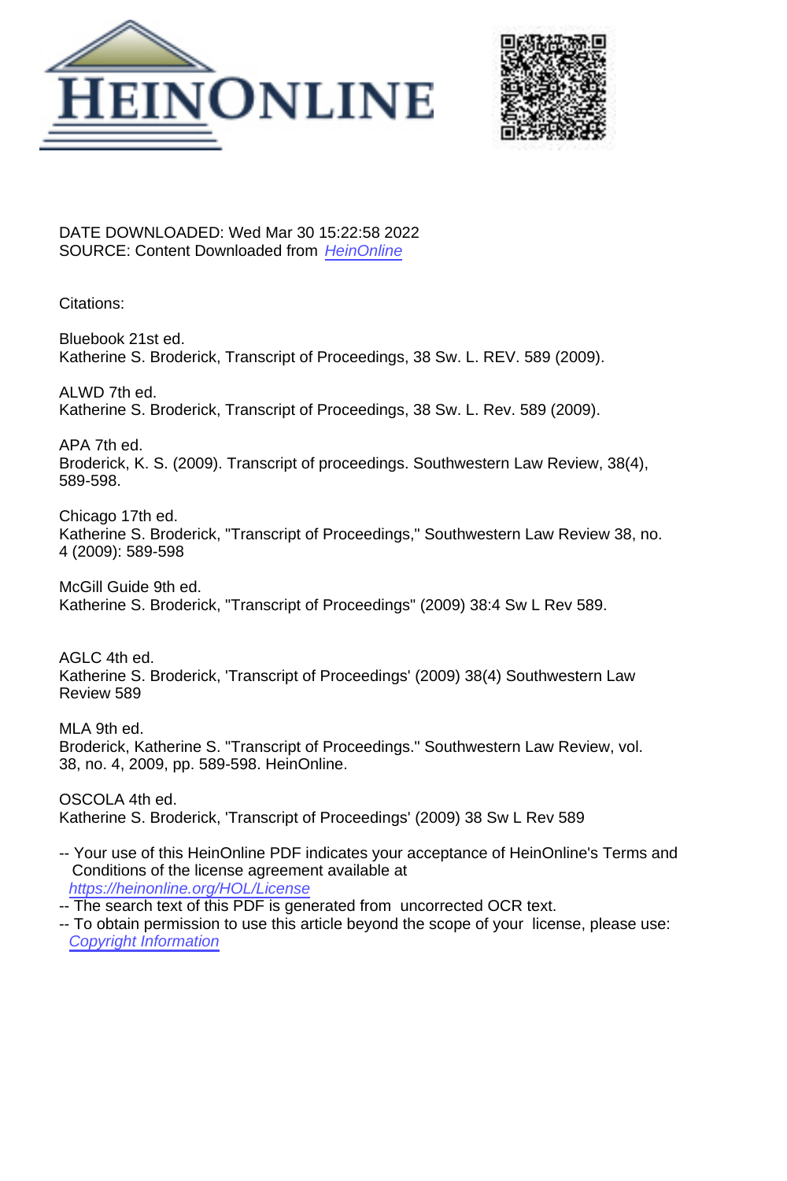DATE DOWNLOADED: Wed Mar 30 15:22:58 2022
SOURCE: Content Downloaded from HeinOnline

Citations:

Bluebook 21st ed.
Katherine S. Broderick, Transcript of Proceedings, 38 Sw. L. REV. 589 (2009).

ALWD 7th ed.
Katherine S. Broderick, Transcript of Proceedings, 38 Sw. L. Rev. 589 (2009).

APA 7th ed.
Broderick, K. S. (2009). Transcript of proceedings. Southwestern Law Review, 38(4), 589-598.

Chicago 17th ed.
Katherine S. Broderick, "Transcript of Proceedings," Southwestern Law Review 38, no. 4 (2009): 589-598

McGill Guide 9th ed.
Katherine S. Broderick, "Transcript of Proceedings" (2009) 38:4 Sw L Rev 589.

AGLC 4th ed.
Katherine S. Broderick, 'Transcript of Proceedings' (2009) 38(4) Southwestern Law Review 589

MLA 9th ed.
Broderick, Katherine S. "Transcript of Proceedings." Southwestern Law Review, vol. 38, no. 4, 2009, pp. 589-598. HeinOnline.

OSCOLA 4th ed.
Katherine S. Broderick, 'Transcript of Proceedings' (2009) 38 Sw L Rev 589

-- Your use of this HeinOnline PDF indicates your acceptance of HeinOnline's Terms and Conditions of the license agreement available at https://heinonline.org/HOL/License
-- The search text of this PDF is generated from uncorrected OCR text.
-- To obtain permission to use this article beyond the scope of your license, please use: Copyright Information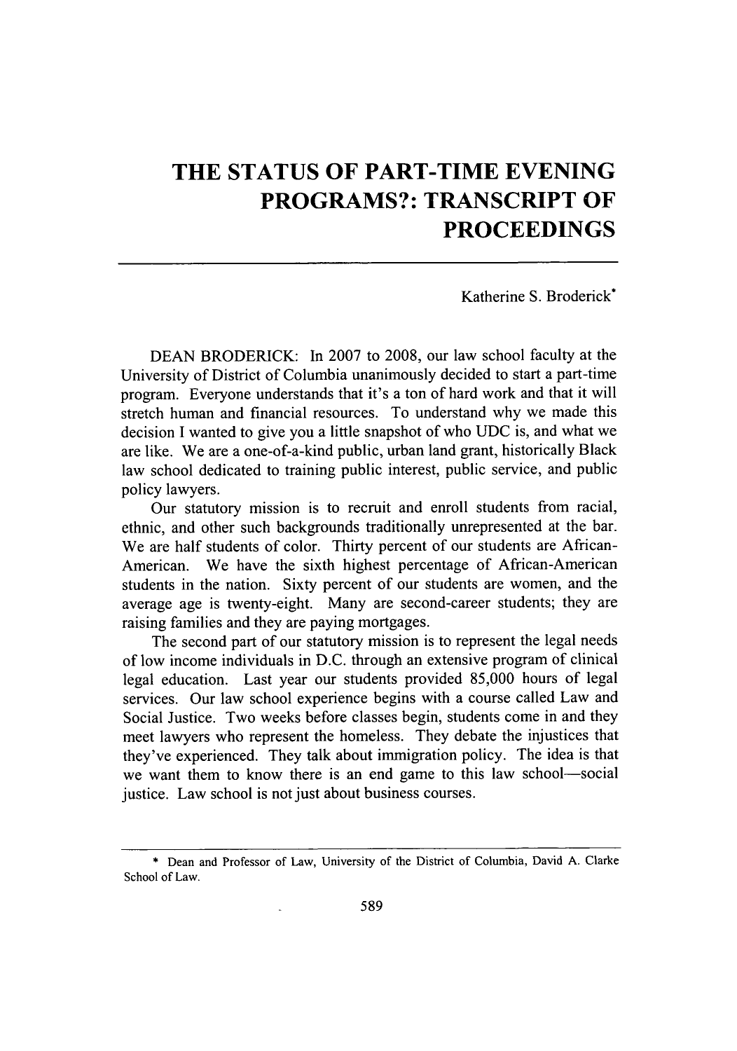# THE STATUS OF PART-TIME EVENING PROGRAMS?: TRANSCRIPT OF PROCEEDINGS

Katherine S. Broderick*

DEAN BRODERICK: In 2007 to 2008, our law school faculty at the University of District of Columbia unanimously decided to start a part-time program. Everyone understands that it's a ton of hard work and that it will stretch human and financial resources. To understand why we made this decision I wanted to give you a little snapshot of who UDC is, and what we are like. We are a one-of-a-kind public, urban land grant, historically Black law school dedicated to training public interest, public service, and public policy lawyers.

Our statutory mission is to recruit and enroll students from racial, ethnic, and other such backgrounds traditionally unrepresented at the bar. We are half students of color. Thirty percent of our students are African-American. We have the sixth highest percentage of African-American students in the nation. Sixty percent of our students are women, and the average age is twenty-eight. Many are second-career students; they are raising families and they are paying mortgages.

The second part of our statutory mission is to represent the legal needs of low income individuals in D.C. through an extensive program of clinical legal education. Last year our students provided 85,000 hours of legal services. Our law school experience begins with a course called Law and Social Justice. Two weeks before classes begin, students come in and they meet lawyers who represent the homeless. They debate the injustices that they've experienced. They talk about immigration policy. The idea is that we want them to know there is an end game to this law school—social justice. Law school is not just about business courses.

---

* Dean and Professor of Law, University of the District of Columbia, David A. Clarke School of Law.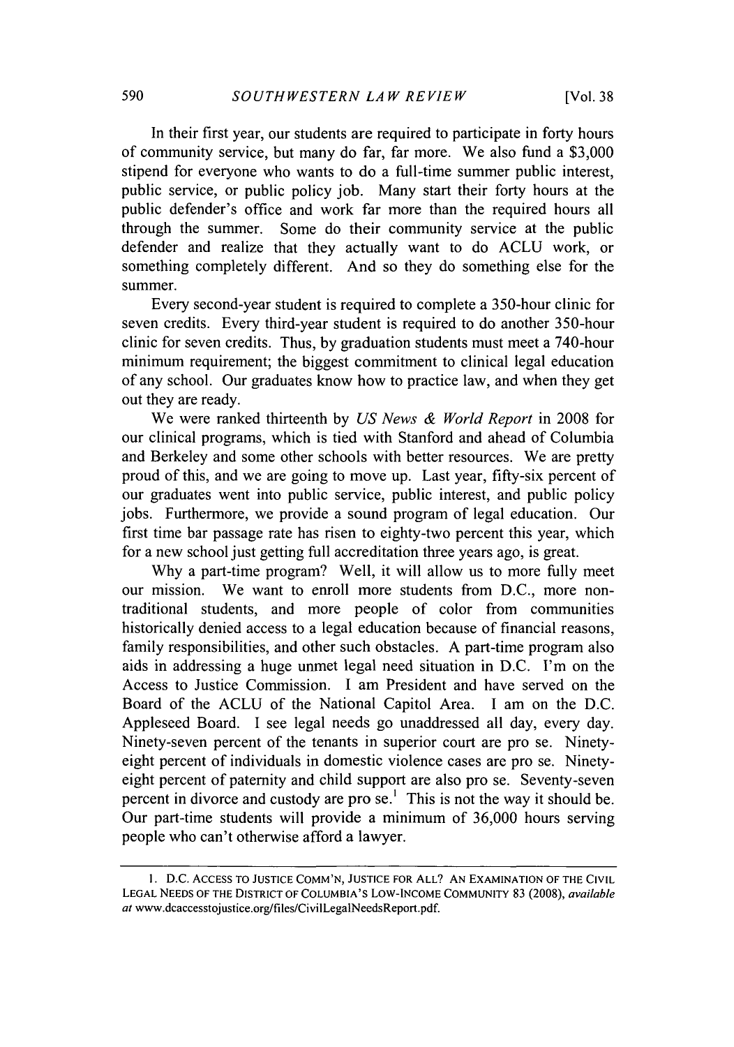In their first year, our students are required to participate in forty hours of community service, but many do far, far more. We also fund a $3,000 stipend for everyone who wants to do a full-time summer public interest, public service, or public policy job. Many start their forty hours at the public defender's office and work far more than the required hours all through the summer. Some do their community service at the public defender and realize that they actually want to do ACLU work, or something completely different. And so they do something else for the summer.

Every second-year student is required to complete a 350-hour clinic for seven credits. Every third-year student is required to do another 350-hour clinic for seven credits. Thus, by graduation students must meet a 740-hour minimum requirement; the biggest commitment to clinical legal education of any school. Our graduates know how to practice law, and when they get out they are ready.

We were ranked thirteenth by *US News & World Report* in 2008 for our clinical programs, which is tied with Stanford and ahead of Columbia and Berkeley and some other schools with better resources. We are pretty proud of this, and we are going to move up. Last year, fifty-six percent of our graduates went into public service, public interest, and public policy jobs. Furthermore, we provide a sound program of legal education. Our first time bar passage rate has risen to eighty-two percent this year, which for a new school just getting full accreditation three years ago, is great.

Why a part-time program? Well, it will allow us to more fully meet our mission. We want to enroll more students from D.C., more non-traditional students, and more people of color from communities historically denied access to a legal education because of financial reasons, family responsibilities, and other such obstacles. A part-time program also aids in addressing a huge unmet legal need situation in D.C. I'm on the Access to Justice Commission. I am President and have served on the Board of the ACLU of the National Capitol Area. I am on the D.C. Appleseed Board. I see legal needs go unaddressed all day, every day. Ninety-seven percent of the tenants in superior court are pro se. Ninety-eight percent of individuals in domestic violence cases are pro se. Ninety-eight percent of paternity and child support are also pro se. Seventy-seven percent in divorce and custody are pro se.[1] This is not the way it should be. Our part-time students will provide a minimum of 36,000 hours serving people who can't otherwise afford a lawyer.

---

1. D.C. ACCESS TO JUSTICE COMM'N, JUSTICE FOR ALL? AN EXAMINATION OF THE CIVIL LEGAL NEEDS OF THE DISTRICT OF COLUMBIA'S LOW-INCOME COMMUNITY 83 (2008), *available at* www.dcaccesstojustice.org/files/CivilLegalNeedsReport.pdf.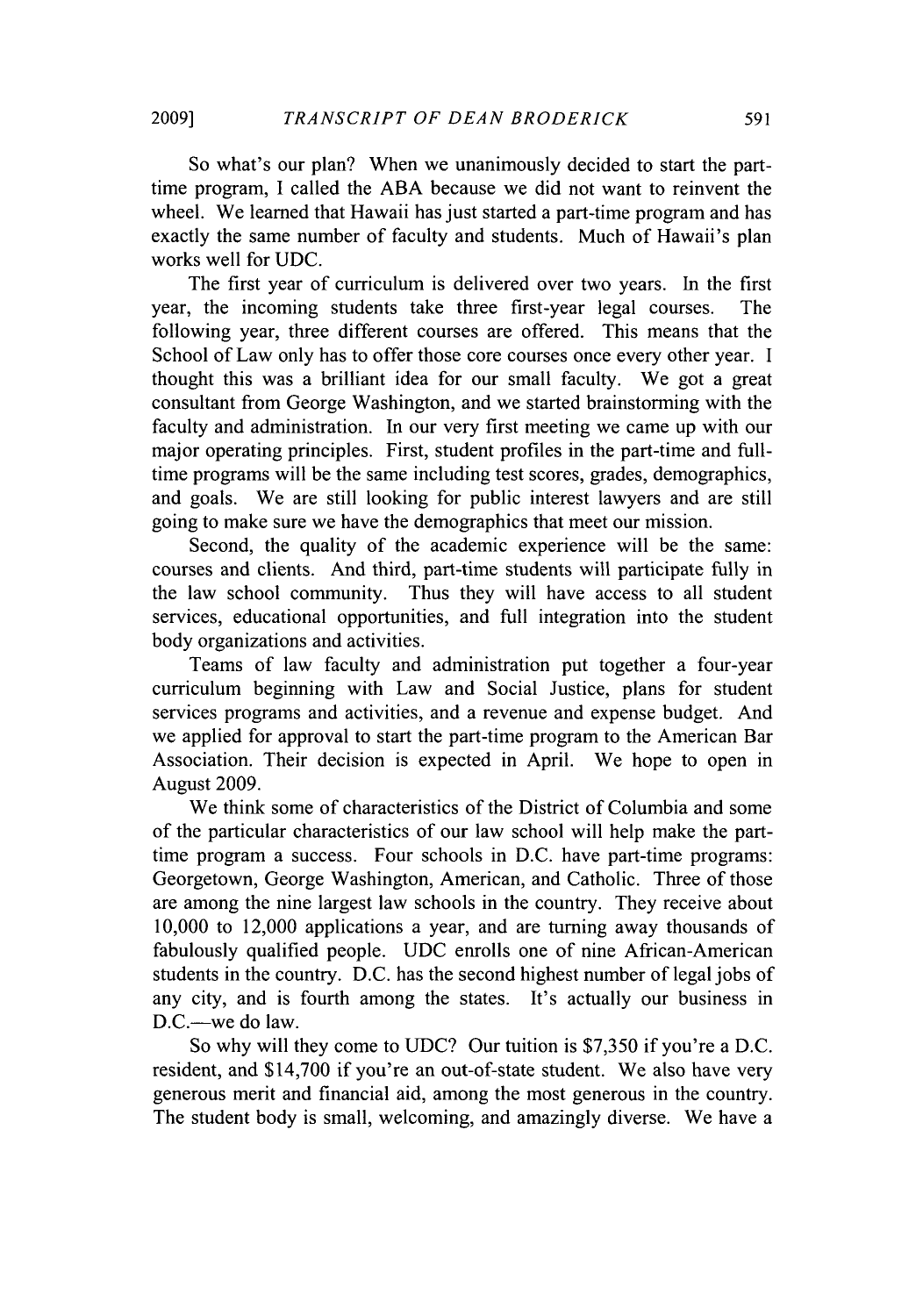So what's our plan? When we unanimously decided to start the part-time program, I called the ABA because we did not want to reinvent the wheel. We learned that Hawaii has just started a part-time program and has exactly the same number of faculty and students. Much of Hawaii's plan works well for UDC.

The first year of curriculum is delivered over two years. In the first year, the incoming students take three first-year legal courses. The following year, three different courses are offered. This means that the School of Law only has to offer those core courses once every other year. I thought this was a brilliant idea for our small faculty. We got a great consultant from George Washington, and we started brainstorming with the faculty and administration. In our very first meeting we came up with our major operating principles. First, student profiles in the part-time and full-time programs will be the same including test scores, grades, demographics, and goals. We are still looking for public interest lawyers and are still going to make sure we have the demographics that meet our mission.

Second, the quality of the academic experience will be the same: courses and clients. And third, part-time students will participate fully in the law school community. Thus they will have access to all student services, educational opportunities, and full integration into the student body organizations and activities.

Teams of law faculty and administration put together a four-year curriculum beginning with Law and Social Justice, plans for student services programs and activities, and a revenue and expense budget. And we applied for approval to start the part-time program to the American Bar Association. Their decision is expected in April. We hope to open in August 2009.

We think some of characteristics of the District of Columbia and some of the particular characteristics of our law school will help make the part-time program a success. Four schools in D.C. have part-time programs: Georgetown, George Washington, American, and Catholic. Three of those are among the nine largest law schools in the country. They receive about 10,000 to 12,000 applications a year, and are turning away thousands of fabulously qualified people. UDC enrolls one of nine African-American students in the country. D.C. has the second highest number of legal jobs of any city, and is fourth among the states. It's actually our business in D.C.—we do law.

So why will they come to UDC? Our tuition is $7,350 if you're a D.C. resident, and $14,700 if you're an out-of-state student. We also have very generous merit and financial aid, among the most generous in the country. The student body is small, welcoming, and amazingly diverse. We have a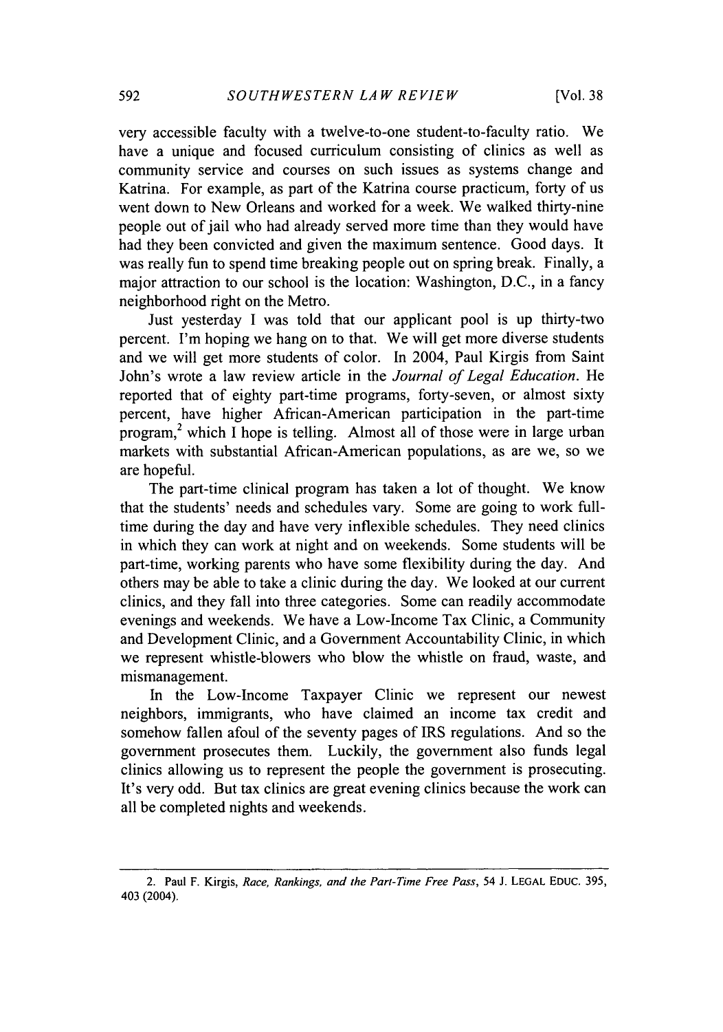very accessible faculty with a twelve-to-one student-to-faculty ratio. We have a unique and focused curriculum consisting of clinics as well as community service and courses on such issues as systems change and Katrina. For example, as part of the Katrina course practicum, forty of us went down to New Orleans and worked for a week. We walked thirty-nine people out of jail who had already served more time than they would have had they been convicted and given the maximum sentence. Good days. It was really fun to spend time breaking people out on spring break. Finally, a major attraction to our school is the location: Washington, D.C., in a fancy neighborhood right on the Metro.

Just yesterday I was told that our applicant pool is up thirty-two percent. I'm hoping we hang on to that. We will get more diverse students and we will get more students of color. In 2004, Paul Kirgis from Saint John's wrote a law review article in the *Journal of Legal Education*. He reported that of eighty part-time programs, forty-seven, or almost sixty percent, have higher African-American participation in the part-time program,[2] which I hope is telling. Almost all of those were in large urban markets with substantial African-American populations, as are we, so we are hopeful.

The part-time clinical program has taken a lot of thought. We know that the students' needs and schedules vary. Some are going to work full-time during the day and have very inflexible schedules. They need clinics in which they can work at night and on weekends. Some students will be part-time, working parents who have some flexibility during the day. And others may be able to take a clinic during the day. We looked at our current clinics, and they fall into three categories. Some can readily accommodate evenings and weekends. We have a Low-Income Tax Clinic, a Community and Development Clinic, and a Government Accountability Clinic, in which we represent whistle-blowers who blow the whistle on fraud, waste, and mismanagement.

In the Low-Income Taxpayer Clinic we represent our newest neighbors, immigrants, who have claimed an income tax credit and somehow fallen afoul of the seventy pages of IRS regulations. And so the government prosecutes them. Luckily, the government also funds legal clinics allowing us to represent the people the government is prosecuting. It's very odd. But tax clinics are great evening clinics because the work can all be completed nights and weekends.

---

2. Paul F. Kirgis, *Race, Rankings, and the Part-Time Free Pass*, 54 J. LEGAL EDUC. 395, 403 (2004).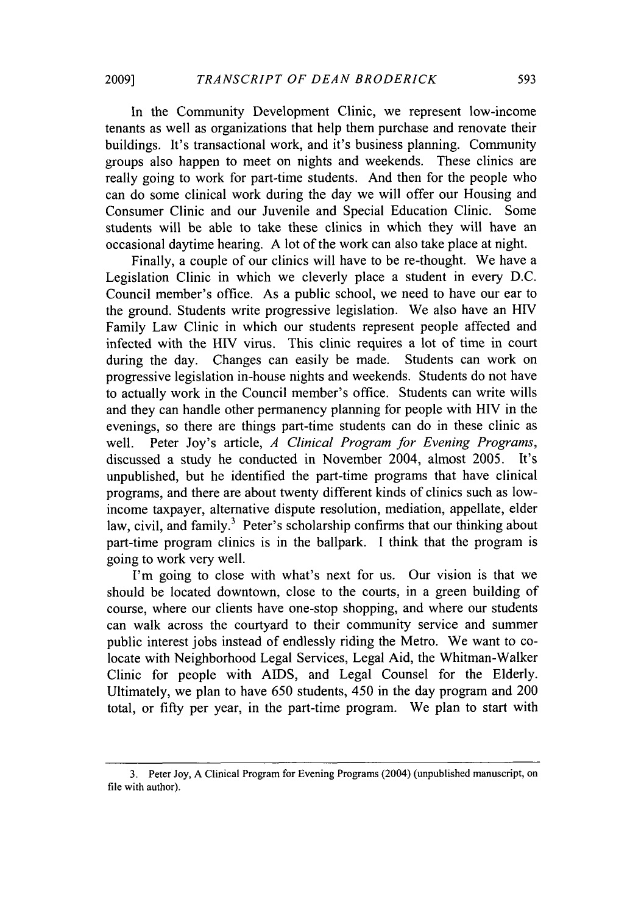In the Community Development Clinic, we represent low-income tenants as well as organizations that help them purchase and renovate their buildings. It's transactional work, and it's business planning. Community groups also happen to meet on nights and weekends. These clinics are really going to work for part-time students. And then for the people who can do some clinical work during the day we will offer our Housing and Consumer Clinic and our Juvenile and Special Education Clinic. Some students will be able to take these clinics in which they will have an occasional daytime hearing. A lot of the work can also take place at night.

Finally, a couple of our clinics will have to be re-thought. We have a Legislation Clinic in which we cleverly place a student in every D.C. Council member's office. As a public school, we need to have our ear to the ground. Students write progressive legislation. We also have an HIV Family Law Clinic in which our students represent people affected and infected with the HIV virus. This clinic requires a lot of time in court during the day. Changes can easily be made. Students can work on progressive legislation in-house nights and weekends. Students do not have to actually work in the Council member's office. Students can write wills and they can handle other permanency planning for people with HIV in the evenings, so there are things part-time students can do in these clinic as well. Peter Joy's article, *A Clinical Program for Evening Programs*, discussed a study he conducted in November 2004, almost 2005. It's unpublished, but he identified the part-time programs that have clinical programs, and there are about twenty different kinds of clinics such as low-income taxpayer, alternative dispute resolution, mediation, appellate, elder law, civil, and family.[3] Peter's scholarship confirms that our thinking about part-time program clinics is in the ballpark. I think that the program is going to work very well.

I'm going to close with what's next for us. Our vision is that we should be located downtown, close to the courts, in a green building of course, where our clients have one-stop shopping, and where our students can walk across the courtyard to their community service and summer public interest jobs instead of endlessly riding the Metro. We want to co-locate with Neighborhood Legal Services, Legal Aid, the Whitman-Walker Clinic for people with AIDS, and Legal Counsel for the Elderly. Ultimately, we plan to have 650 students, 450 in the day program and 200 total, or fifty per year, in the part-time program. We plan to start with

---

3. Peter Joy, A Clinical Program for Evening Programs (2004) (unpublished manuscript, on file with author).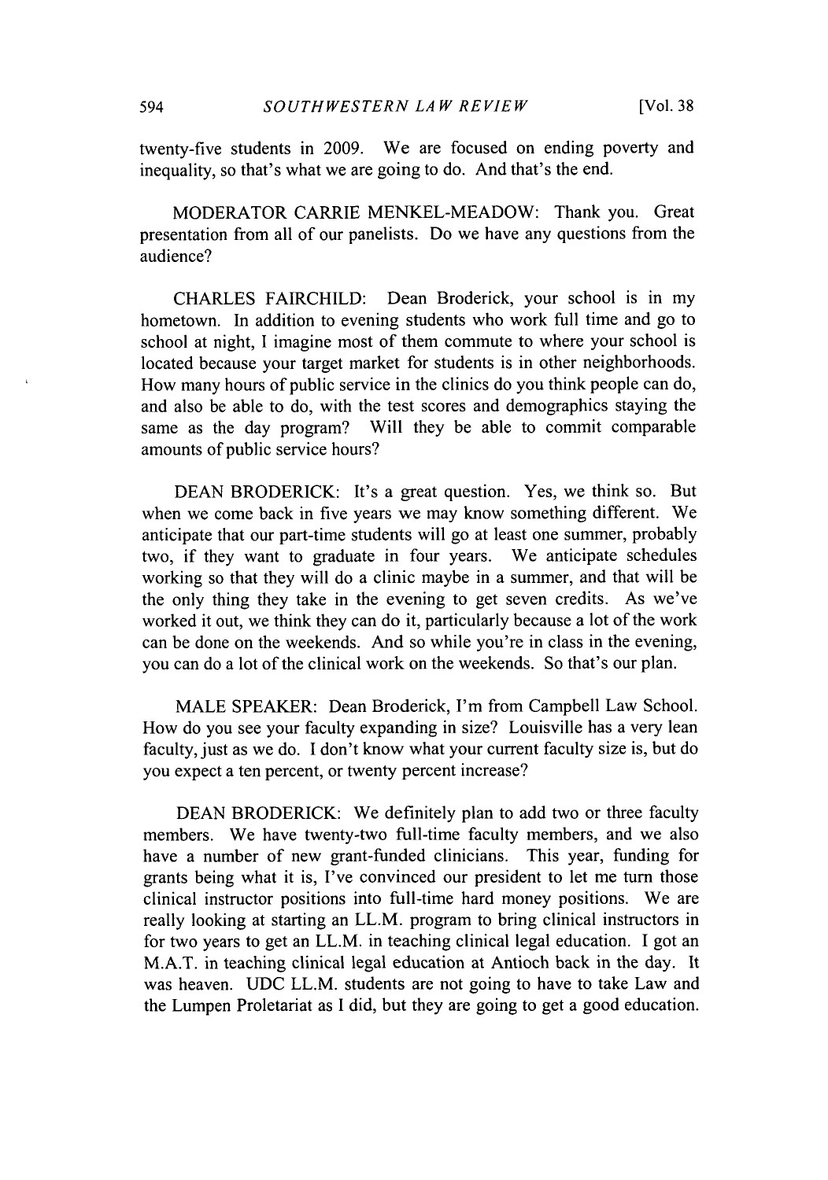twenty-five students in 2009. We are focused on ending poverty and inequality, so that's what we are going to do. And that's the end.

MODERATOR CARRIE MENKEL-MEADOW: Thank you. Great presentation from all of our panelists. Do we have any questions from the audience?

CHARLES FAIRCHILD: Dean Broderick, your school is in my hometown. In addition to evening students who work full time and go to school at night, I imagine most of them commute to where your school is located because your target market for students is in other neighborhoods. How many hours of public service in the clinics do you think people can do, and also be able to do, with the test scores and demographics staying the same as the day program? Will they be able to commit comparable amounts of public service hours?

DEAN BRODERICK: It's a great question. Yes, we think so. But when we come back in five years we may know something different. We anticipate that our part-time students will go at least one summer, probably two, if they want to graduate in four years. We anticipate schedules working so that they will do a clinic maybe in a summer, and that will be the only thing they take in the evening to get seven credits. As we've worked it out, we think they can do it, particularly because a lot of the work can be done on the weekends. And so while you're in class in the evening, you can do a lot of the clinical work on the weekends. So that's our plan.

MALE SPEAKER: Dean Broderick, I'm from Campbell Law School. How do you see your faculty expanding in size? Louisville has a very lean faculty, just as we do. I don't know what your current faculty size is, but do you expect a ten percent, or twenty percent increase?

DEAN BRODERICK: We definitely plan to add two or three faculty members. We have twenty-two full-time faculty members, and we also have a number of new grant-funded clinicians. This year, funding for grants being what it is, I've convinced our president to let me turn those clinical instructor positions into full-time hard money positions. We are really looking at starting an LL.M. program to bring clinical instructors in for two years to get an LL.M. in teaching clinical legal education. I got an M.A.T. in teaching clinical legal education at Antioch back in the day. It was heaven. UDC LL.M. students are not going to have to take Law and the Lumpen Proletariat as I did, but they are going to get a good education.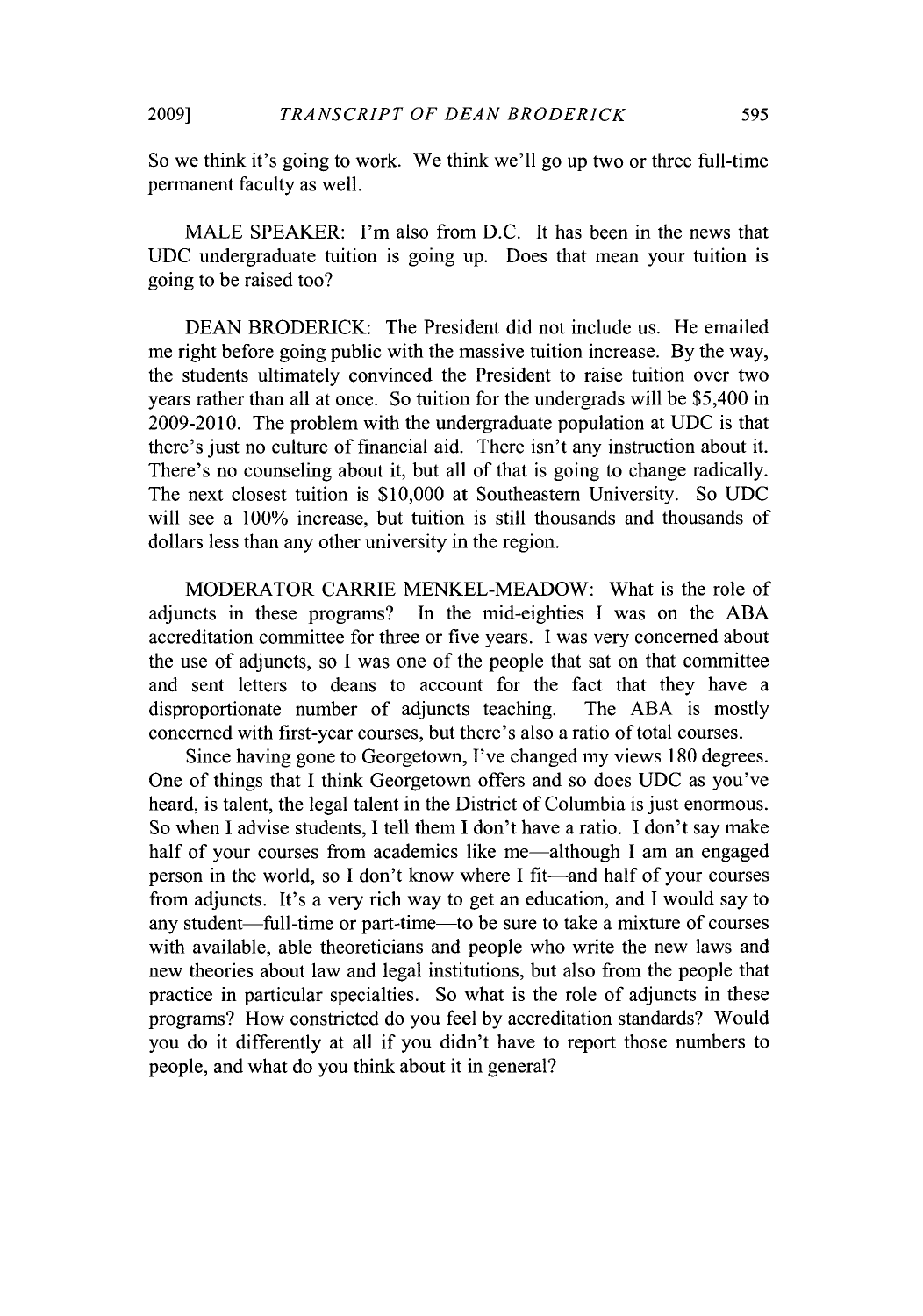So we think it's going to work. We think we'll go up two or three full-time permanent faculty as well.

MALE SPEAKER: I'm also from D.C. It has been in the news that UDC undergraduate tuition is going up. Does that mean your tuition is going to be raised too?

DEAN BRODERICK: The President did not include us. He emailed me right before going public with the massive tuition increase. By the way, the students ultimately convinced the President to raise tuition over two years rather than all at once. So tuition for the undergrads will be $5,400 in 2009-2010. The problem with the undergraduate population at UDC is that there's just no culture of financial aid. There isn't any instruction about it. There's no counseling about it, but all of that is going to change radically. The next closest tuition is $10,000 at Southeastern University. So UDC will see a 100% increase, but tuition is still thousands and thousands of dollars less than any other university in the region.

MODERATOR CARRIE MENKEL-MEADOW: What is the role of adjuncts in these programs? In the mid-eighties I was on the ABA accreditation committee for three or five years. I was very concerned about the use of adjuncts, so I was one of the people that sat on that committee and sent letters to deans to account for the fact that they have a disproportionate number of adjuncts teaching. The ABA is mostly concerned with first-year courses, but there's also a ratio of total courses.

Since having gone to Georgetown, I've changed my views 180 degrees. One of things that I think Georgetown offers and so does UDC as you've heard, is talent, the legal talent in the District of Columbia is just enormous. So when I advise students, I tell them I don't have a ratio. I don't say make half of your courses from academics like me—although I am an engaged person in the world, so I don't know where I fit—and half of your courses from adjuncts. It's a very rich way to get an education, and I would say to any student—full-time or part-time—to be sure to take a mixture of courses with available, able theoreticians and people who write the new laws and new theories about law and legal institutions, but also from the people that practice in particular specialties. So what is the role of adjuncts in these programs? How constricted do you feel by accreditation standards? Would you do it differently at all if you didn't have to report those numbers to people, and what do you think about it in general?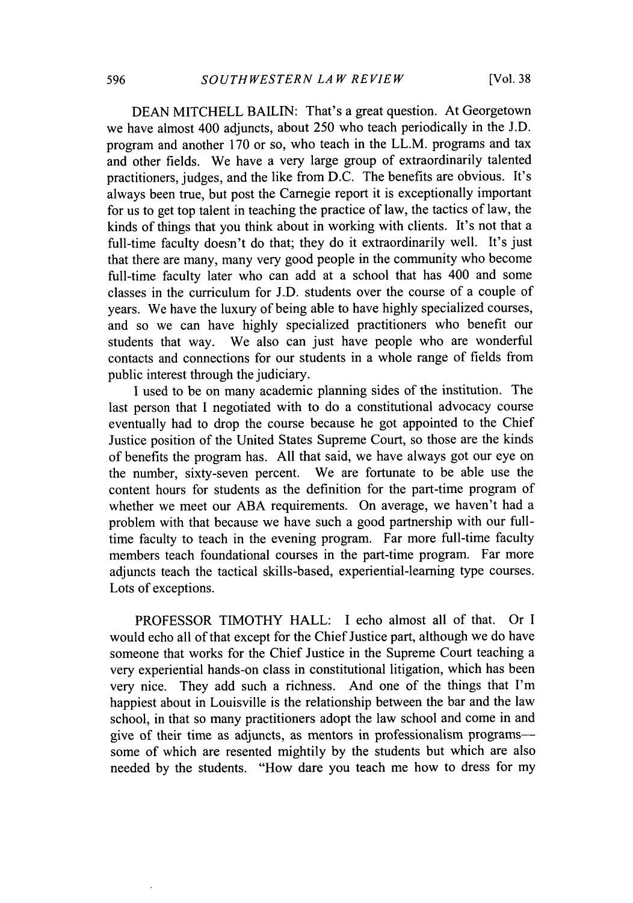DEAN MITCHELL BAILIN: That's a great question. At Georgetown we have almost 400 adjuncts, about 250 who teach periodically in the J.D. program and another 170 or so, who teach in the LL.M. programs and tax and other fields. We have a very large group of extraordinarily talented practitioners, judges, and the like from D.C. The benefits are obvious. It's always been true, but post the Carnegie report it is exceptionally important for us to get top talent in teaching the practice of law, the tactics of law, the kinds of things that you think about in working with clients. It's not that a full-time faculty doesn't do that; they do it extraordinarily well. It's just that there are many, many very good people in the community who become full-time faculty later who can add at a school that has 400 and some classes in the curriculum for J.D. students over the course of a couple of years. We have the luxury of being able to have highly specialized courses, and so we can have highly specialized practitioners who benefit our students that way. We also can just have people who are wonderful contacts and connections for our students in a whole range of fields from public interest through the judiciary.

I used to be on many academic planning sides of the institution. The last person that I negotiated with to do a constitutional advocacy course eventually had to drop the course because he got appointed to the Chief Justice position of the United States Supreme Court, so those are the kinds of benefits the program has. All that said, we have always got our eye on the number, sixty-seven percent. We are fortunate to be able use the content hours for students as the definition for the part-time program of whether we meet our ABA requirements. On average, we haven't had a problem with that because we have such a good partnership with our full-time faculty to teach in the evening program. Far more full-time faculty members teach foundational courses in the part-time program. Far more adjuncts teach the tactical skills-based, experiential-learning type courses. Lots of exceptions.

PROFESSOR TIMOTHY HALL: I echo almost all of that. Or I would echo all of that except for the Chief Justice part, although we do have someone that works for the Chief Justice in the Supreme Court teaching a very experiential hands-on class in constitutional litigation, which has been very nice. They add such a richness. And one of the things that I'm happiest about in Louisville is the relationship between the bar and the law school, in that so many practitioners adopt the law school and come in and give of their time as adjuncts, as mentors in professionalism programs—some of which are resented mightily by the students but which are also needed by the students. "How dare you teach me how to dress for my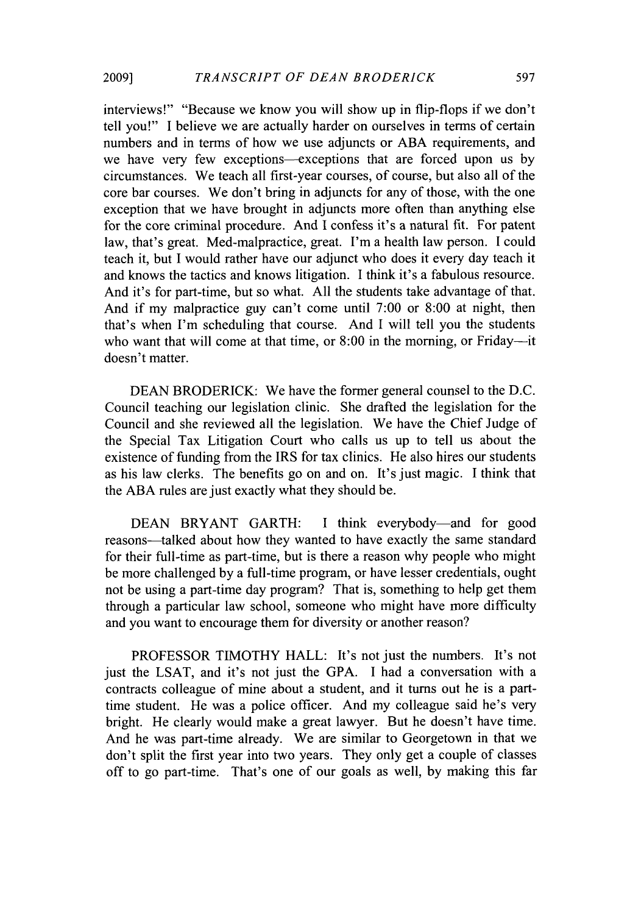interviews!" "Because we know you will show up in flip-flops if we don't tell you!" I believe we are actually harder on ourselves in terms of certain numbers and in terms of how we use adjuncts or ABA requirements, and we have very few exceptions—exceptions that are forced upon us by circumstances. We teach all first-year courses, of course, but also all of the core bar courses. We don't bring in adjuncts for any of those, with the one exception that we have brought in adjuncts more often than anything else for the core criminal procedure. And I confess it's a natural fit. For patent law, that's great. Med-malpractice, great. I'm a health law person. I could teach it, but I would rather have our adjunct who does it every day teach it and knows the tactics and knows litigation. I think it's a fabulous resource. And it's for part-time, but so what. All the students take advantage of that. And if my malpractice guy can't come until 7:00 or 8:00 at night, then that's when I'm scheduling that course. And I will tell you the students who want that will come at that time, or 8:00 in the morning, or Friday—it doesn't matter.

DEAN BRODERICK: We have the former general counsel to the D.C. Council teaching our legislation clinic. She drafted the legislation for the Council and she reviewed all the legislation. We have the Chief Judge of the Special Tax Litigation Court who calls us up to tell us about the existence of funding from the IRS for tax clinics. He also hires our students as his law clerks. The benefits go on and on. It's just magic. I think that the ABA rules are just exactly what they should be.

DEAN BRYANT GARTH: I think everybody—and for good reasons—talked about how they wanted to have exactly the same standard for their full-time as part-time, but is there a reason why people who might be more challenged by a full-time program, or have lesser credentials, ought not be using a part-time day program? That is, something to help get them through a particular law school, someone who might have more difficulty and you want to encourage them for diversity or another reason?

PROFESSOR TIMOTHY HALL: It's not just the numbers. It's not just the LSAT, and it's not just the GPA. I had a conversation with a contracts colleague of mine about a student, and it turns out he is a part-time student. He was a police officer. And my colleague said he's very bright. He clearly would make a great lawyer. But he doesn't have time. And he was part-time already. We are similar to Georgetown in that we don't split the first year into two years. They only get a couple of classes off to go part-time. That's one of our goals as well, by making this far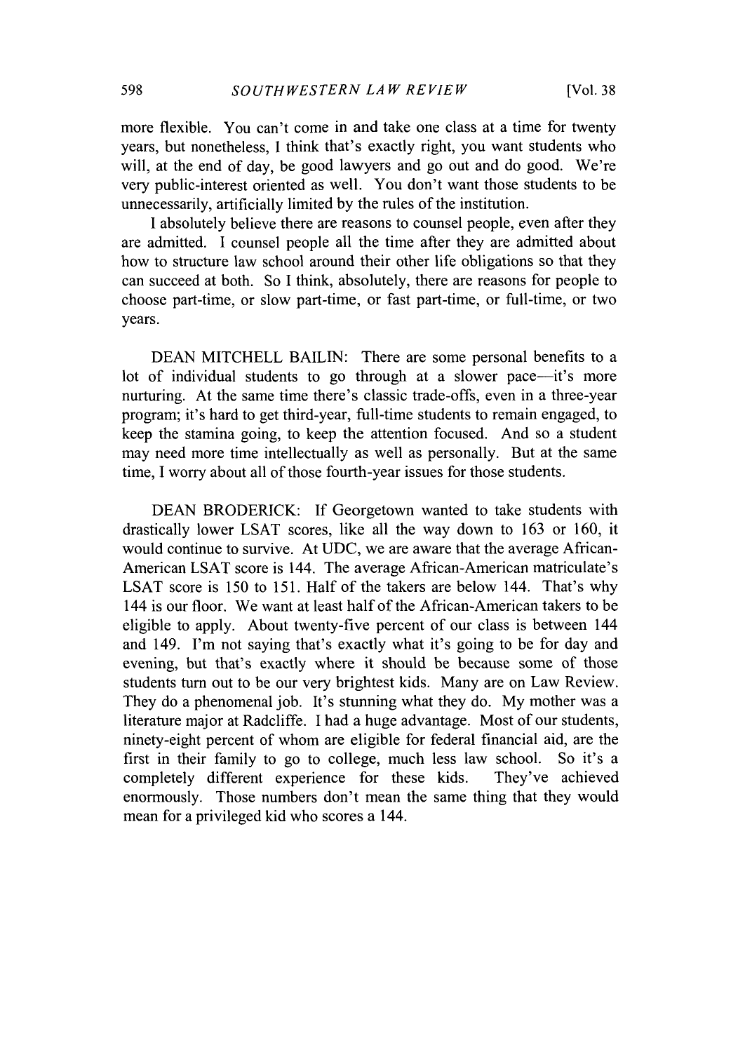more flexible. You can't come in and take one class at a time for twenty years, but nonetheless, I think that's exactly right, you want students who will, at the end of day, be good lawyers and go out and do good. We're very public-interest oriented as well. You don't want those students to be unnecessarily, artificially limited by the rules of the institution.

I absolutely believe there are reasons to counsel people, even after they are admitted. I counsel people all the time after they are admitted about how to structure law school around their other life obligations so that they can succeed at both. So I think, absolutely, there are reasons for people to choose part-time, or slow part-time, or fast part-time, or full-time, or two years.

DEAN MITCHELL BAILIN: There are some personal benefits to a lot of individual students to go through at a slower pace—it's more nurturing. At the same time there's classic trade-offs, even in a three-year program; it's hard to get third-year, full-time students to remain engaged, to keep the stamina going, to keep the attention focused. And so a student may need more time intellectually as well as personally. But at the same time, I worry about all of those fourth-year issues for those students.

DEAN BRODERICK: If Georgetown wanted to take students with drastically lower LSAT scores, like all the way down to 163 or 160, it would continue to survive. At UDC, we are aware that the average African-American LSAT score is 144. The average African-American matriculate's LSAT score is 150 to 151. Half of the takers are below 144. That's why 144 is our floor. We want at least half of the African-American takers to be eligible to apply. About twenty-five percent of our class is between 144 and 149. I'm not saying that's exactly what it's going to be for day and evening, but that's exactly where it should be because some of those students turn out to be our very brightest kids. Many are on Law Review. They do a phenomenal job. It's stunning what they do. My mother was a literature major at Radcliffe. I had a huge advantage. Most of our students, ninety-eight percent of whom are eligible for federal financial aid, are the first in their family to go to college, much less law school. So it's a completely different experience for these kids. They've achieved enormously. Those numbers don't mean the same thing that they would mean for a privileged kid who scores a 144.